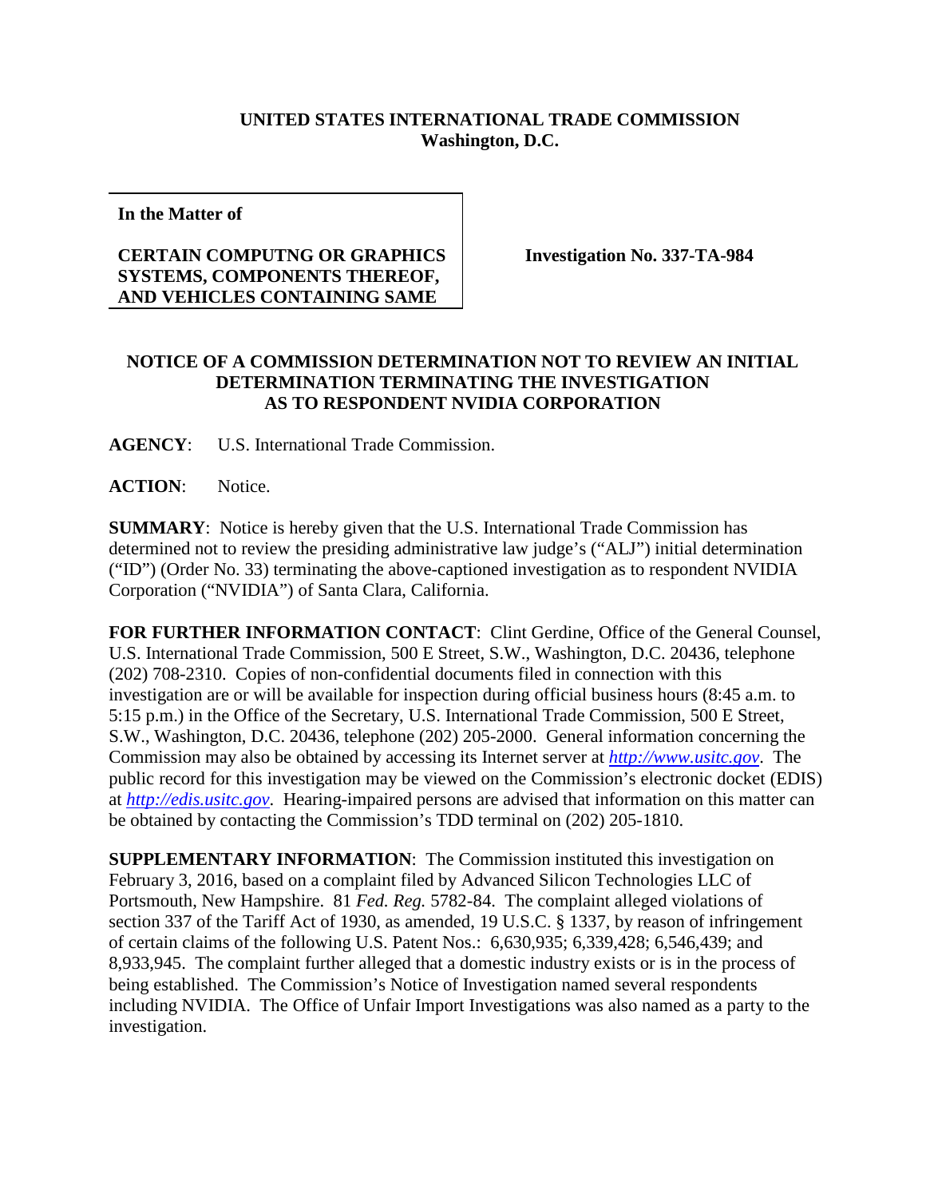**UNITED STATES INTERNATIONAL TRADE COMMISSION**
**Washington, D.C.**

| | |
|---|---|
| **In the Matter of**<br><br>**CERTAIN COMPUTNG OR GRAPHICS SYSTEMS, COMPONENTS THEREOF, AND VEHICLES CONTAINING SAME** | **Investigation No. 337-TA-984** |

**NOTICE OF A COMMISSION DETERMINATION NOT TO REVIEW AN INITIAL DETERMINATION TERMINATING THE INVESTIGATION AS TO RESPONDENT NVIDIA CORPORATION**

**AGENCY**: U.S. International Trade Commission.

**ACTION**: Notice.

**SUMMARY**: Notice is hereby given that the U.S. International Trade Commission has determined not to review the presiding administrative law judge's ("ALJ") initial determination ("ID") (Order No. 33) terminating the above-captioned investigation as to respondent NVIDIA Corporation ("NVIDIA") of Santa Clara, California.

**FOR FURTHER INFORMATION CONTACT**: Clint Gerdine, Office of the General Counsel, U.S. International Trade Commission, 500 E Street, S.W., Washington, D.C. 20436, telephone (202) 708-2310. Copies of non-confidential documents filed in connection with this investigation are or will be available for inspection during official business hours (8:45 a.m. to 5:15 p.m.) in the Office of the Secretary, U.S. International Trade Commission, 500 E Street, S.W., Washington, D.C. 20436, telephone (202) 205-2000. General information concerning the Commission may also be obtained by accessing its Internet server at *http://www.usitc.gov*. The public record for this investigation may be viewed on the Commission's electronic docket (EDIS) at *http://edis.usitc.gov*. Hearing-impaired persons are advised that information on this matter can be obtained by contacting the Commission's TDD terminal on (202) 205-1810.

**SUPPLEMENTARY INFORMATION**: The Commission instituted this investigation on February 3, 2016, based on a complaint filed by Advanced Silicon Technologies LLC of Portsmouth, New Hampshire. 81 *Fed. Reg.* 5782-84. The complaint alleged violations of section 337 of the Tariff Act of 1930, as amended, 19 U.S.C. § 1337, by reason of infringement of certain claims of the following U.S. Patent Nos.: 6,630,935; 6,339,428; 6,546,439; and 8,933,945. The complaint further alleged that a domestic industry exists or is in the process of being established. The Commission's Notice of Investigation named several respondents including NVIDIA. The Office of Unfair Import Investigations was also named as a party to the investigation.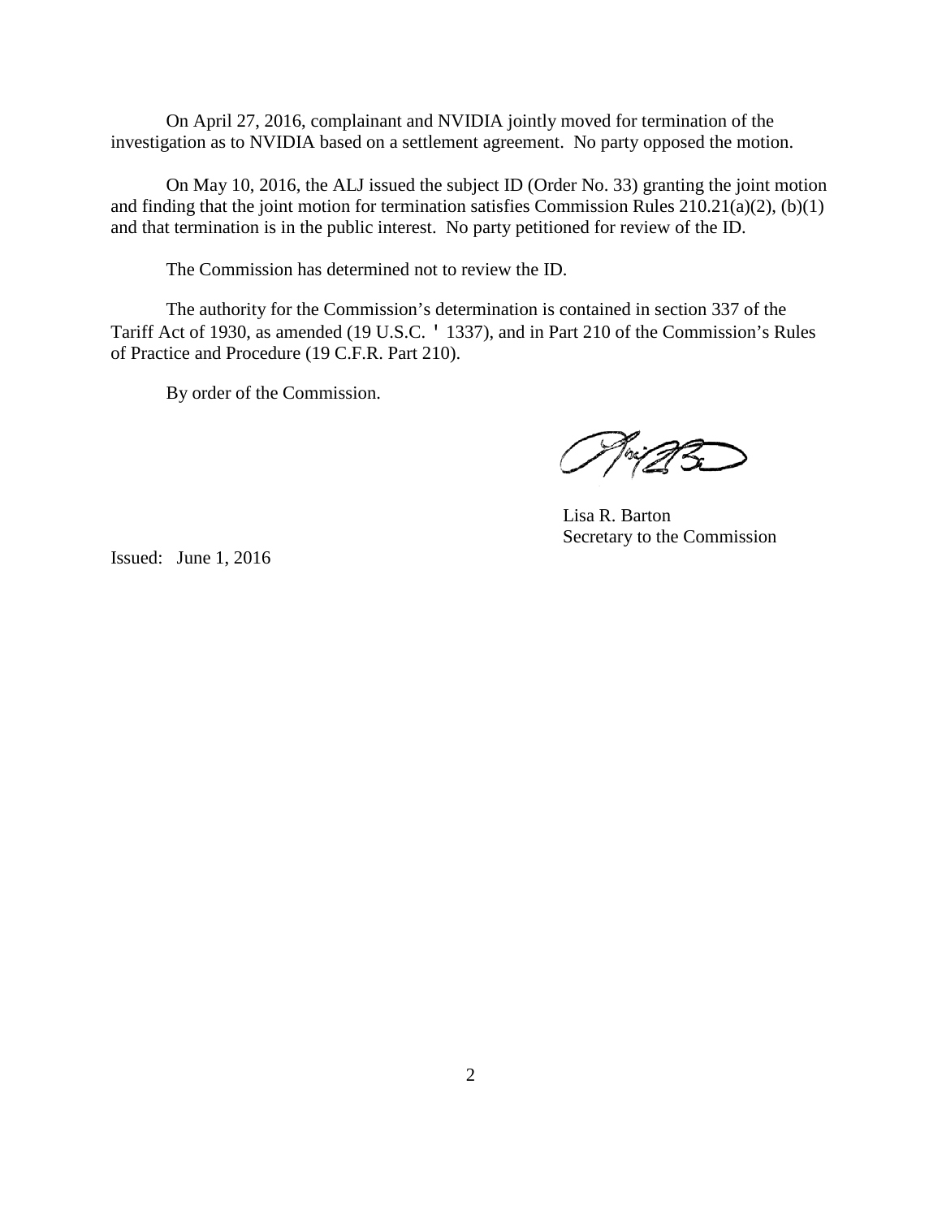On April 27, 2016, complainant and NVIDIA jointly moved for termination of the investigation as to NVIDIA based on a settlement agreement. No party opposed the motion.

On May 10, 2016, the ALJ issued the subject ID (Order No. 33) granting the joint motion and finding that the joint motion for termination satisfies Commission Rules 210.21(a)(2), (b)(1) and that termination is in the public interest. No party petitioned for review of the ID.

The Commission has determined not to review the ID.

The authority for the Commission's determination is contained in section 337 of the Tariff Act of 1930, as amended (19 U.S.C. ' 1337), and in Part 210 of the Commission's Rules of Practice and Procedure (19 C.F.R. Part 210).

By order of the Commission.

Lisa R. Barton
Secretary to the Commission

Issued: June 1, 2016